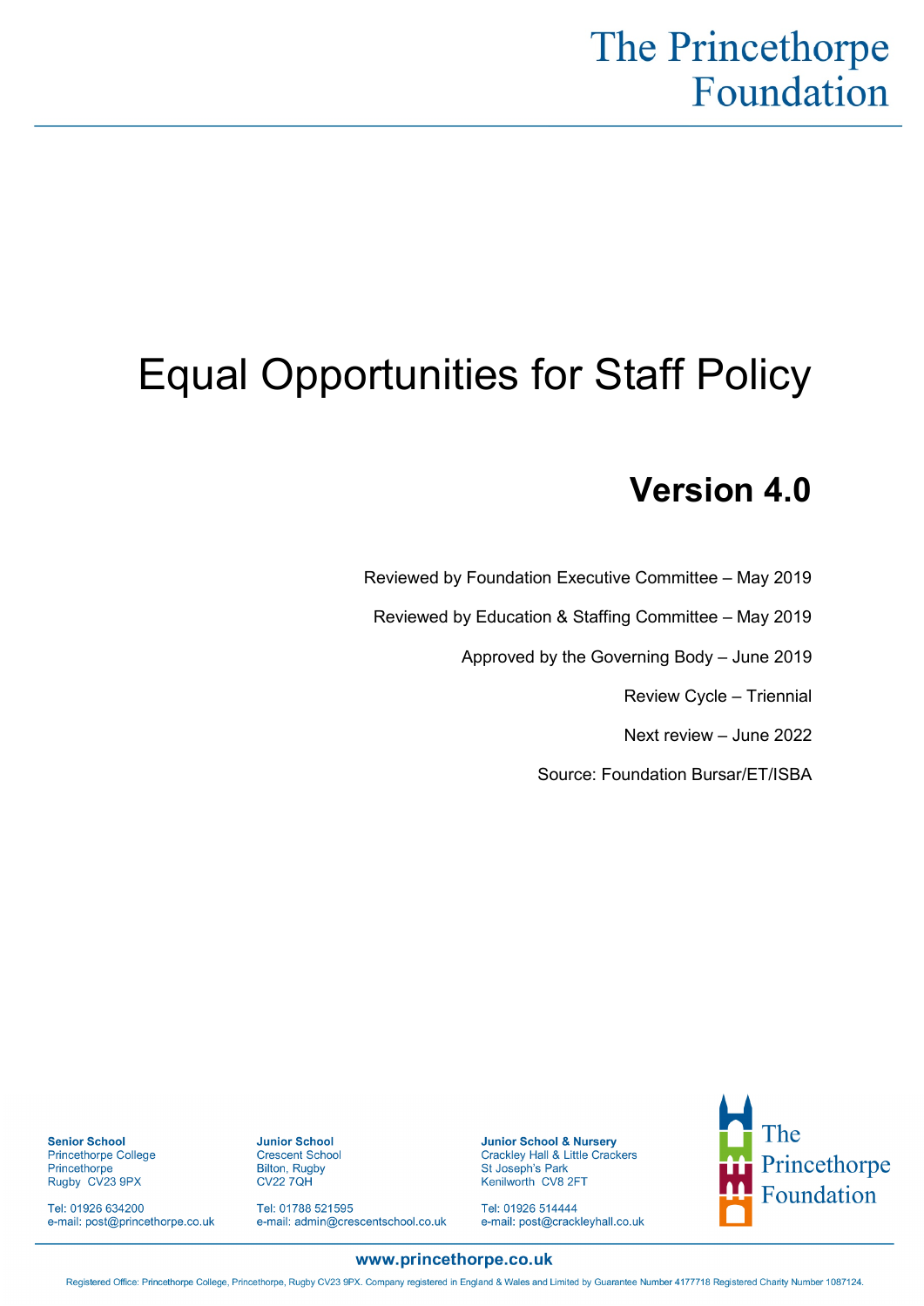The Princethorpe Foundation

# Equal Opportunities for Staff Policy

## Version 4.0

Reviewed by Foundation Executive Committee – May 2019

Reviewed by Education & Staffing Committee – May 2019

Approved by the Governing Body – June 2019

Review Cycle – Triennial

Next review – June 2022

Source: Foundation Bursar/ET/ISBA

**Senior School**
Princethorpe College
Princethorpe
Rugby CV23 9PX

Tel: 01926 634200
e-mail: post@princethorpe.co.uk

**Junior School**
Crescent School
Bilton, Rugby
CV22 7QH

Tel: 01788 521595
e-mail: admin@crescentschool.co.uk

**Junior School & Nursery**
Crackley Hall & Little Crackers
St Joseph's Park
Kenilworth CV8 2FT

Tel: 01926 514444
e-mail: post@crackleyhall.co.uk

The Princethorpe Foundation

**www.princethorpe.co.uk**

Registered Office: Princethorpe College, Princethorpe, Rugby CV23 9PX. Company registered in England & Wales and Limited by Guarantee Number 4177718 Registered Charity Number 1087124.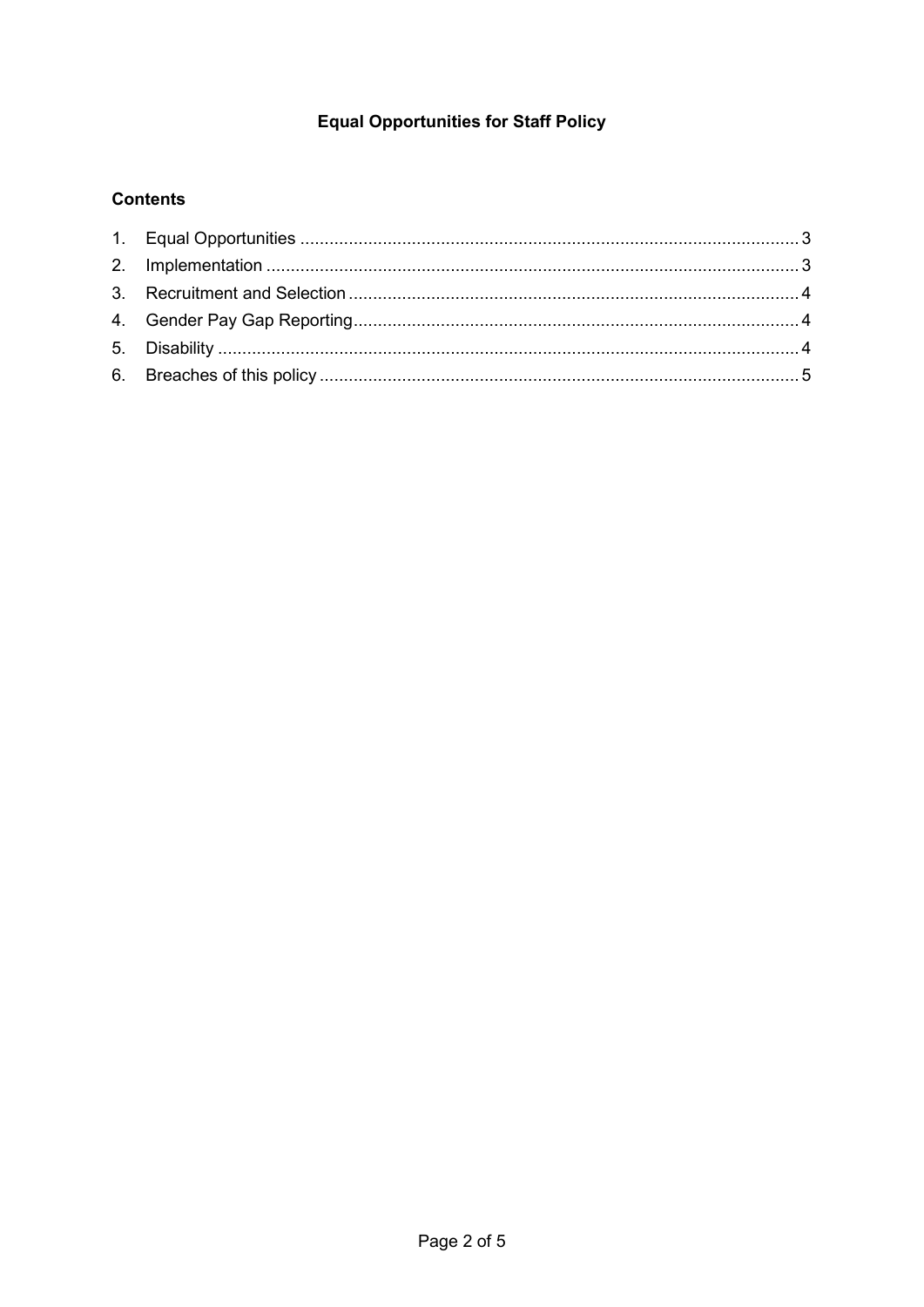# Equal Opportunities for Staff Policy

## Contents

1. Equal Opportunities .......... 3
2. Implementation .......... 3
3. Recruitment and Selection .......... 4
4. Gender Pay Gap Reporting .......... 4
5. Disability .......... 4
6. Breaches of this policy .......... 5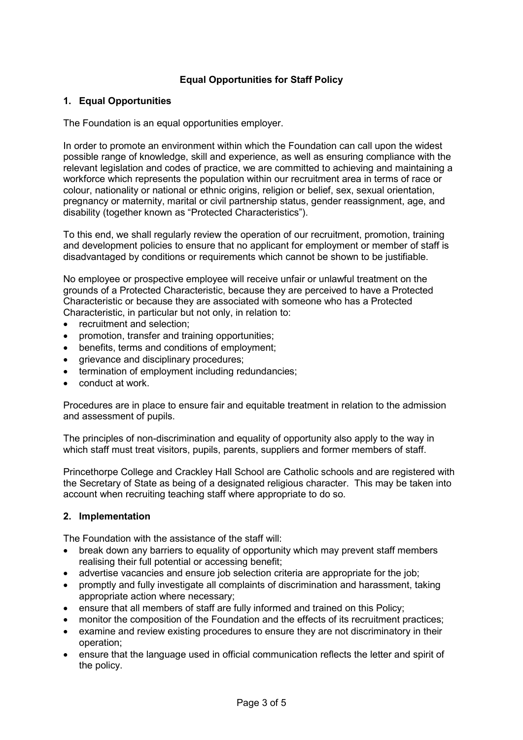# Equal Opportunities for Staff Policy

## 1. Equal Opportunities

The Foundation is an equal opportunities employer.

In order to promote an environment within which the Foundation can call upon the widest possible range of knowledge, skill and experience, as well as ensuring compliance with the relevant legislation and codes of practice, we are committed to achieving and maintaining a workforce which represents the population within our recruitment area in terms of race or colour, nationality or national or ethnic origins, religion or belief, sex, sexual orientation, pregnancy or maternity, marital or civil partnership status, gender reassignment, age, and disability (together known as "Protected Characteristics").

To this end, we shall regularly review the operation of our recruitment, promotion, training and development policies to ensure that no applicant for employment or member of staff is disadvantaged by conditions or requirements which cannot be shown to be justifiable.

No employee or prospective employee will receive unfair or unlawful treatment on the grounds of a Protected Characteristic, because they are perceived to have a Protected Characteristic or because they are associated with someone who has a Protected Characteristic, in particular but not only, in relation to:

- recruitment and selection;
- promotion, transfer and training opportunities;
- benefits, terms and conditions of employment;
- grievance and disciplinary procedures;
- termination of employment including redundancies;
- conduct at work.

Procedures are in place to ensure fair and equitable treatment in relation to the admission and assessment of pupils.

The principles of non-discrimination and equality of opportunity also apply to the way in which staff must treat visitors, pupils, parents, suppliers and former members of staff.

Princethorpe College and Crackley Hall School are Catholic schools and are registered with the Secretary of State as being of a designated religious character. This may be taken into account when recruiting teaching staff where appropriate to do so.

## 2. Implementation

The Foundation with the assistance of the staff will:

- break down any barriers to equality of opportunity which may prevent staff members realising their full potential or accessing benefit;
- advertise vacancies and ensure job selection criteria are appropriate for the job;
- promptly and fully investigate all complaints of discrimination and harassment, taking appropriate action where necessary;
- ensure that all members of staff are fully informed and trained on this Policy;
- monitor the composition of the Foundation and the effects of its recruitment practices;
- examine and review existing procedures to ensure they are not discriminatory in their operation;
- ensure that the language used in official communication reflects the letter and spirit of the policy.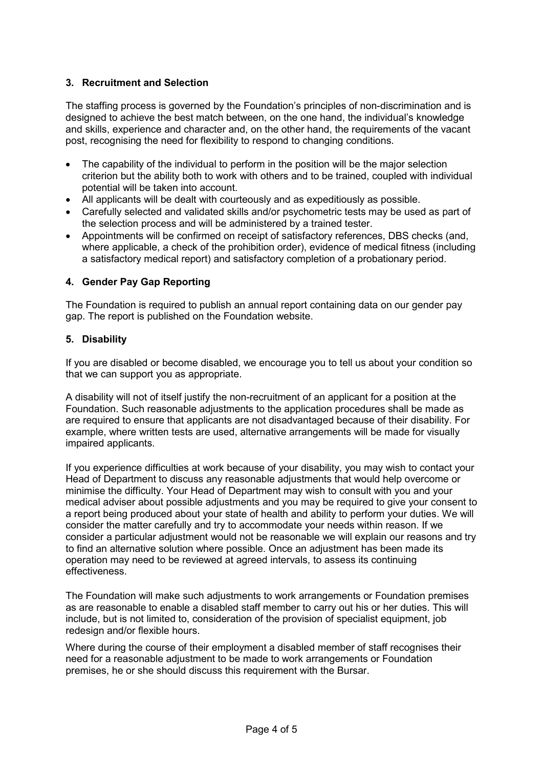## 3. Recruitment and Selection

The staffing process is governed by the Foundation's principles of non-discrimination and is designed to achieve the best match between, on the one hand, the individual's knowledge and skills, experience and character and, on the other hand, the requirements of the vacant post, recognising the need for flexibility to respond to changing conditions.

- The capability of the individual to perform in the position will be the major selection criterion but the ability both to work with others and to be trained, coupled with individual potential will be taken into account.
- All applicants will be dealt with courteously and as expeditiously as possible.
- Carefully selected and validated skills and/or psychometric tests may be used as part of the selection process and will be administered by a trained tester.
- Appointments will be confirmed on receipt of satisfactory references, DBS checks (and, where applicable, a check of the prohibition order), evidence of medical fitness (including a satisfactory medical report) and satisfactory completion of a probationary period.

## 4. Gender Pay Gap Reporting

The Foundation is required to publish an annual report containing data on our gender pay gap. The report is published on the Foundation website.

## 5. Disability

If you are disabled or become disabled, we encourage you to tell us about your condition so that we can support you as appropriate.

A disability will not of itself justify the non-recruitment of an applicant for a position at the Foundation. Such reasonable adjustments to the application procedures shall be made as are required to ensure that applicants are not disadvantaged because of their disability. For example, where written tests are used, alternative arrangements will be made for visually impaired applicants.

If you experience difficulties at work because of your disability, you may wish to contact your Head of Department to discuss any reasonable adjustments that would help overcome or minimise the difficulty. Your Head of Department may wish to consult with you and your medical adviser about possible adjustments and you may be required to give your consent to a report being produced about your state of health and ability to perform your duties. We will consider the matter carefully and try to accommodate your needs within reason. If we consider a particular adjustment would not be reasonable we will explain our reasons and try to find an alternative solution where possible. Once an adjustment has been made its operation may need to be reviewed at agreed intervals, to assess its continuing effectiveness.

The Foundation will make such adjustments to work arrangements or Foundation premises as are reasonable to enable a disabled staff member to carry out his or her duties. This will include, but is not limited to, consideration of the provision of specialist equipment, job redesign and/or flexible hours.

Where during the course of their employment a disabled member of staff recognises their need for a reasonable adjustment to be made to work arrangements or Foundation premises, he or she should discuss this requirement with the Bursar.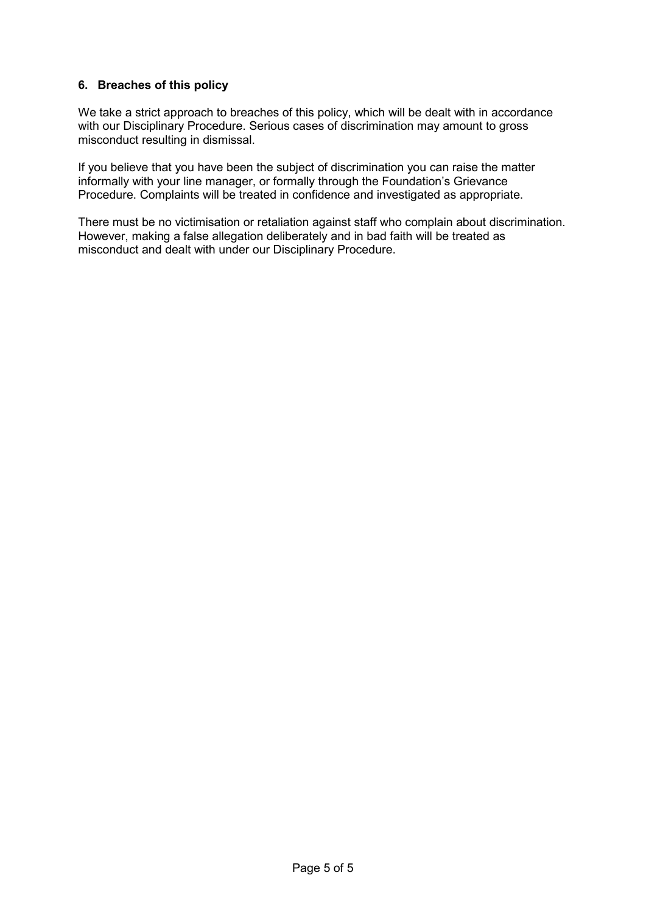### 6. Breaches of this policy

We take a strict approach to breaches of this policy, which will be dealt with in accordance with our Disciplinary Procedure. Serious cases of discrimination may amount to gross misconduct resulting in dismissal.

If you believe that you have been the subject of discrimination you can raise the matter informally with your line manager, or formally through the Foundation's Grievance Procedure. Complaints will be treated in confidence and investigated as appropriate.

There must be no victimisation or retaliation against staff who complain about discrimination. However, making a false allegation deliberately and in bad faith will be treated as misconduct and dealt with under our Disciplinary Procedure.